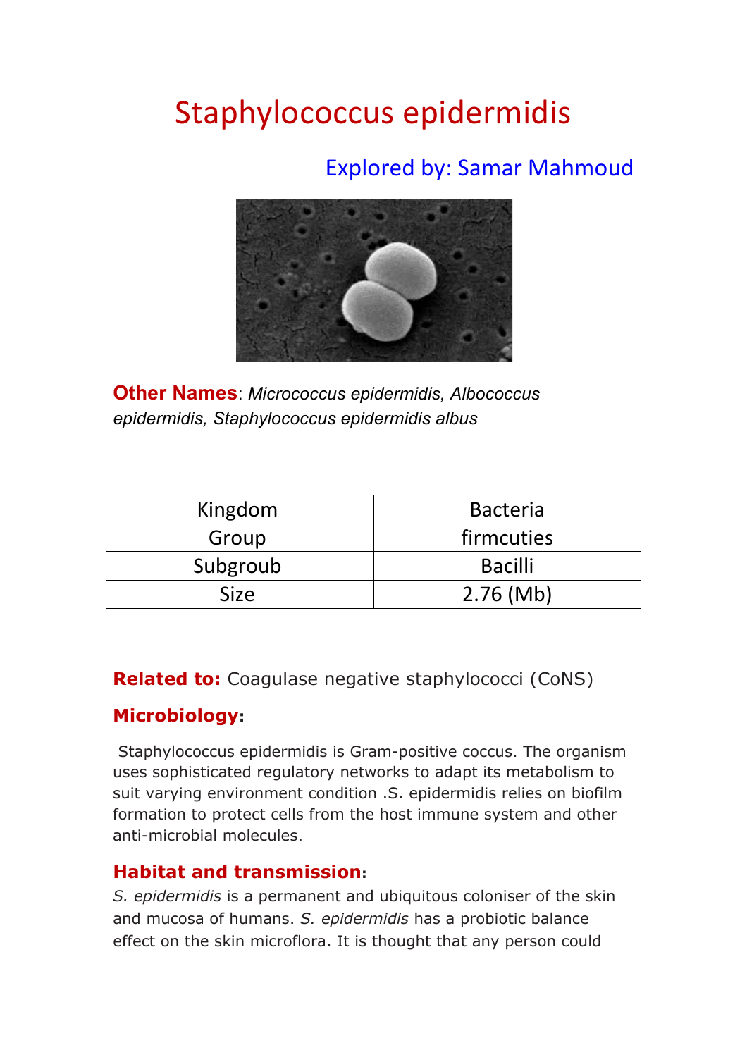# Staphylococcus epidermidis

Explored by: Samar Mahmoud

**Other Names**: *Micrococcus epidermidis, Albococcus epidermidis, Staphylococcus epidermidis albus*

| Kingdom | Bacteria |
|---|---|
| Group | firmcuties |
| Subgroub | Bacilli |
| Size | 2.76 (Mb) |

**Related to:** Coagulase negative staphylococci (CoNS)

### Microbiology:

Staphylococcus epidermidis is Gram-positive coccus. The organism uses sophisticated regulatory networks to adapt its metabolism to suit varying environment condition .S. epidermidis relies on biofilm formation to protect cells from the host immune system and other anti-microbial molecules.

### Habitat and transmission:

*S. epidermidis* is a permanent and ubiquitous coloniser of the skin and mucosa of humans. *S. epidermidis* has a probiotic balance effect on the skin microflora. It is thought that any person could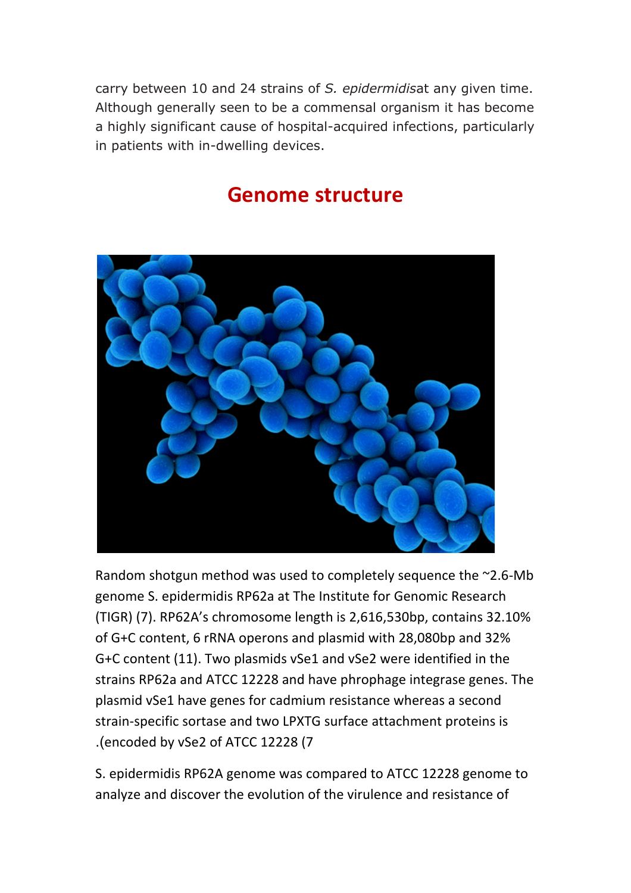carry between 10 and 24 strains of *S. epidermidis*at any given time. Although generally seen to be a commensal organism it has become a highly significant cause of hospital-acquired infections, particularly in patients with in-dwelling devices.

## Genome structure

Random shotgun method was used to completely sequence the ~2.6-Mb genome S. epidermidis RP62a at The Institute for Genomic Research (TIGR) (7). RP62A's chromosome length is 2,616,530bp, contains 32.10% of G+C content, 6 rRNA operons and plasmid with 28,080bp and 32% G+C content (11). Two plasmids vSe1 and vSe2 were identified in the strains RP62a and ATCC 12228 and have phrophage integrase genes. The plasmid vSe1 have genes for cadmium resistance whereas a second strain-specific sortase and two LPXTG surface attachment proteins is .(encoded by vSe2 of ATCC 12228 (7

S. epidermidis RP62A genome was compared to ATCC 12228 genome to analyze and discover the evolution of the virulence and resistance of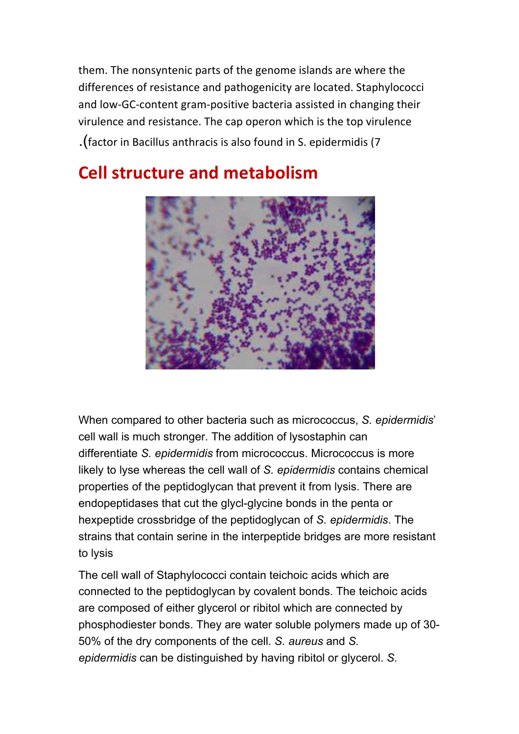them. The nonsyntenic parts of the genome islands are where the differences of resistance and pathogenicity are located. Staphylococci and low-GC-content gram-positive bacteria assisted in changing their virulence and resistance. The cap operon which is the top virulence factor in Bacillus anthracis is also found in S. epidermidis (7).

## Cell structure and metabolism

When compared to other bacteria such as micrococcus, *S. epidermidis*' cell wall is much stronger. The addition of lysostaphin can differentiate *S. epidermidis* from micrococcus. Micrococcus is more likely to lyse whereas the cell wall of *S. epidermidis* contains chemical properties of the peptidoglycan that prevent it from lysis. There are endopeptidases that cut the glycl-glycine bonds in the penta or hexpeptide crossbridge of the peptidoglycan of *S. epidermidis*. The strains that contain serine in the interpeptide bridges are more resistant to lysis

The cell wall of Staphylococci contain teichoic acids which are connected to the peptidoglycan by covalent bonds. The teichoic acids are composed of either glycerol or ribitol which are connected by phosphodiester bonds. They are water soluble polymers made up of 30-50% of the dry components of the cell. *S. aureus* and *S. epidermidis* can be distinguished by having ribitol or glycerol. *S.*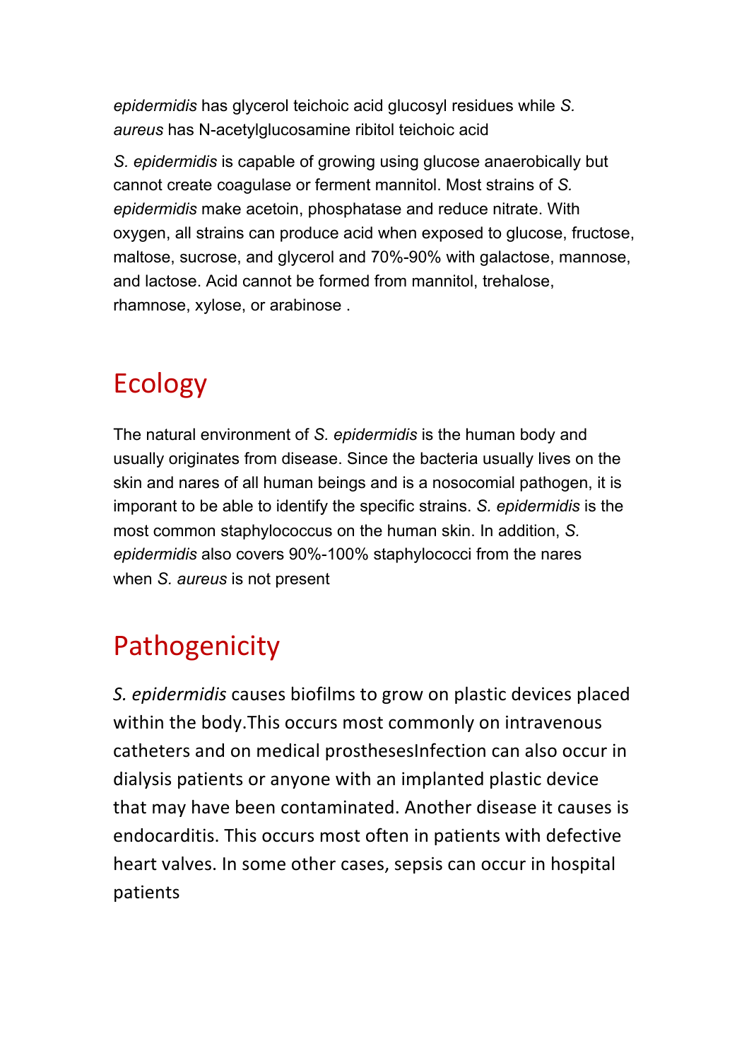*epidermidis* has glycerol teichoic acid glucosyl residues while *S. aureus* has N-acetylglucosamine ribitol teichoic acid

*S. epidermidis* is capable of growing using glucose anaerobically but cannot create coagulase or ferment mannitol. Most strains of *S. epidermidis* make acetoin, phosphatase and reduce nitrate. With oxygen, all strains can produce acid when exposed to glucose, fructose, maltose, sucrose, and glycerol and 70%-90% with galactose, mannose, and lactose. Acid cannot be formed from mannitol, trehalose, rhamnose, xylose, or arabinose .

## Ecology

The natural environment of *S. epidermidis* is the human body and usually originates from disease. Since the bacteria usually lives on the skin and nares of all human beings and is a nosocomial pathogen, it is imporant to be able to identify the specific strains. *S. epidermidis* is the most common staphylococcus on the human skin. In addition, *S. epidermidis* also covers 90%-100% staphylococci from the nares when *S. aureus* is not present

## Pathogenicity

*S. epidermidis* causes biofilms to grow on plastic devices placed within the body.This occurs most commonly on intravenous catheters and on medical prosthesesInfection can also occur in dialysis patients or anyone with an implanted plastic device that may have been contaminated. Another disease it causes is endocarditis. This occurs most often in patients with defective heart valves. In some other cases, sepsis can occur in hospital patients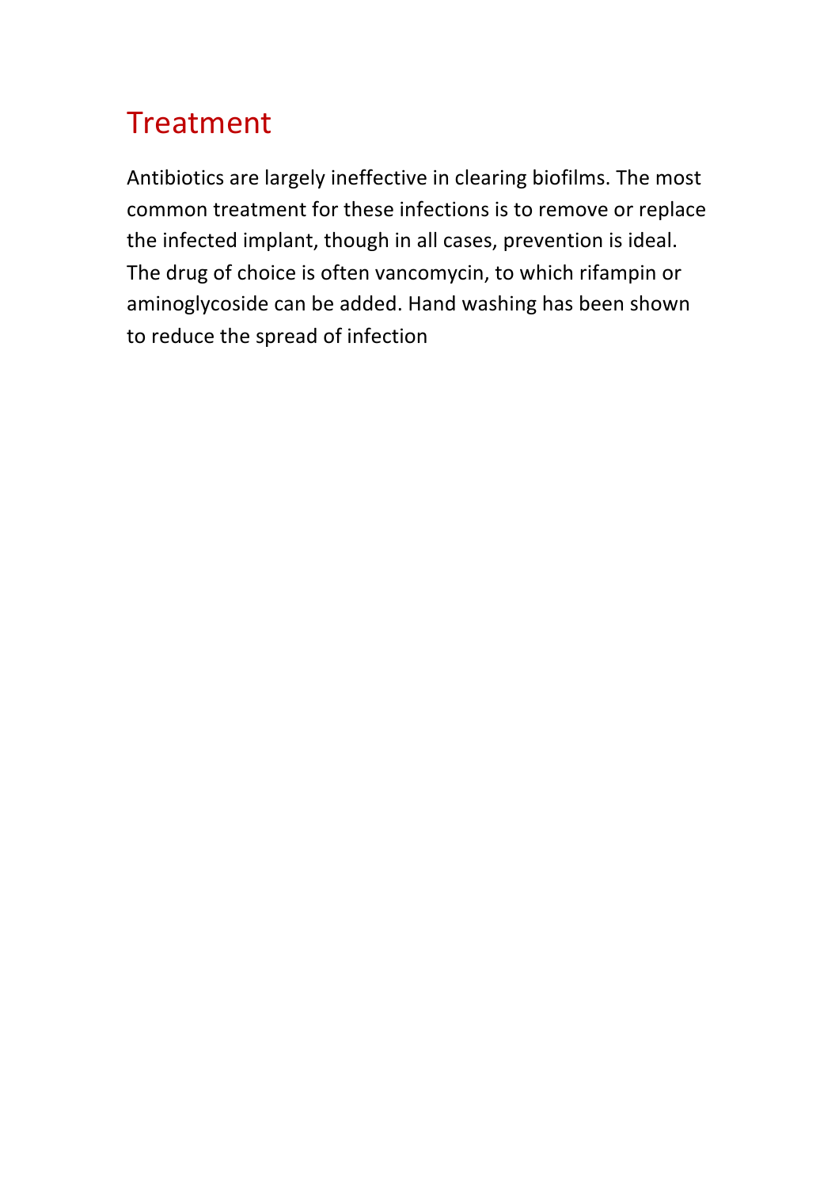## Treatment

Antibiotics are largely ineffective in clearing biofilms. The most common treatment for these infections is to remove or replace the infected implant, though in all cases, prevention is ideal. The drug of choice is often vancomycin, to which rifampin or aminoglycoside can be added. Hand washing has been shown to reduce the spread of infection